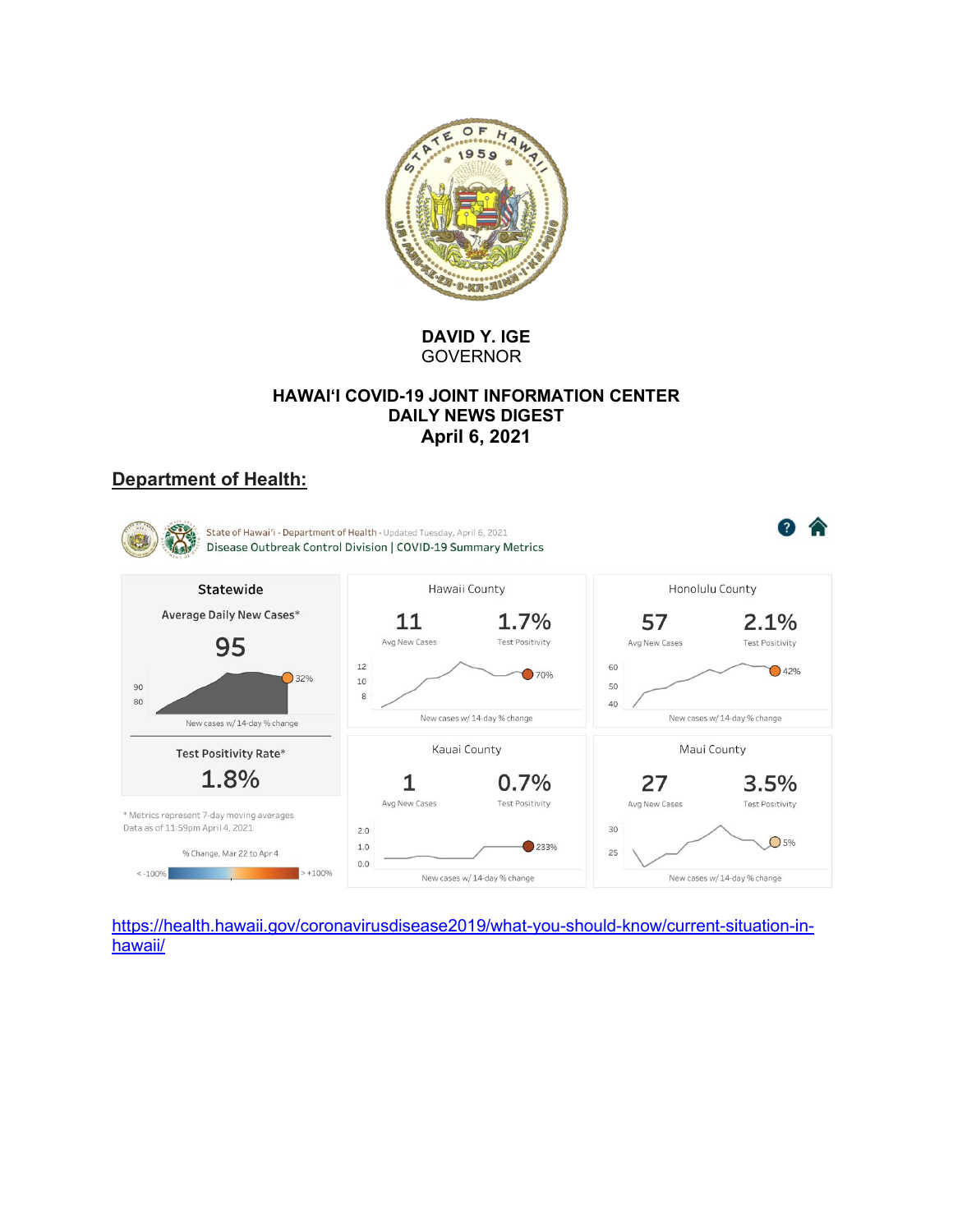**DAVID Y. IGE**
GOVERNOR

**HAWAIʻI COVID-19 JOINT INFORMATION CENTER**
**DAILY NEWS DIGEST**
**April 6, 2021**

## Department of Health:

State of Hawaiʻi - Department of Health - Updated Tuesday, April 6, 2021
Disease Outbreak Control Division | COVID-19 Summary Metrics

**Statewide**

Average Daily New Cases*

95

32%

New cases w/ 14-day % change

Test Positivity Rate*

1.8%

\* Metrics represent 7-day moving averages
Data as of 11:59pm April 4, 2021

% Change, Mar 22 to Apr 4

< -100% — > +100%

| County | Avg New Cases | Test Positivity | New cases w/ 14-day % change |
|---|---|---|---|
| Hawaii County | 11 | 1.7% | 70% |
| Honolulu County | 57 | 2.1% | 42% |
| Kauai County | 1 | 0.7% | 233% |
| Maui County | 27 | 3.5% | 5% |

https://health.hawaii.gov/coronavirusdisease2019/what-you-should-know/current-situation-in-hawaii/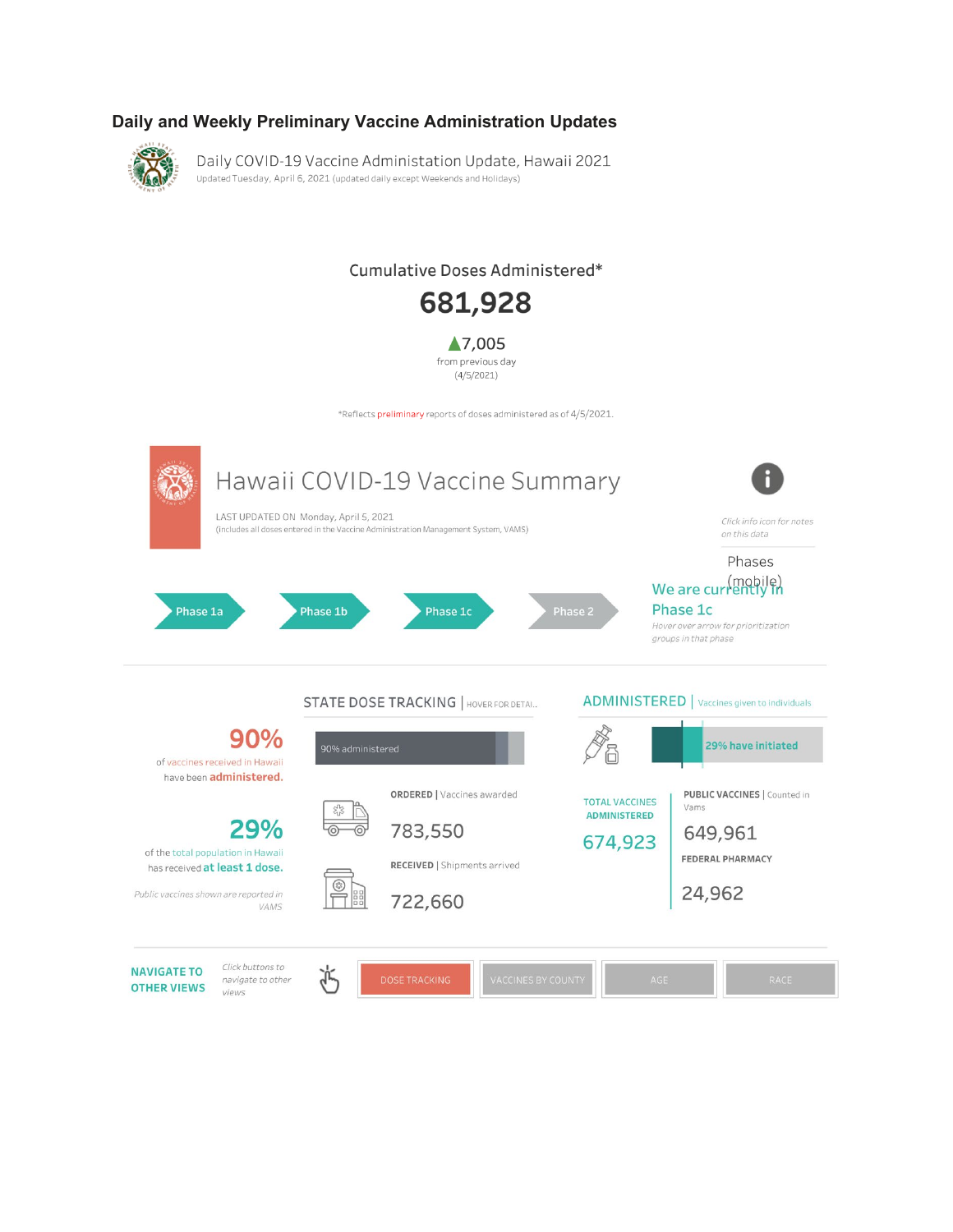## Daily and Weekly Preliminary Vaccine Administration Updates

Daily COVID-19 Vaccine Administation Update, Hawaii 2021

Updated Tuesday, April 6, 2021 (updated daily except Weekends and Holidays)

Cumulative Doses Administered*

**681,928**

▲7,005

from previous day (4/5/2021)

*Reflects preliminary reports of doses administered as of 4/5/2021.

# Hawaii COVID-19 Vaccine Summary

LAST UPDATED ON Monday, April 5, 2021

(Includes all doses entered in the Vaccine Administration Management System, VAMS)

*Click info icon for notes on this data*

Phases (mobile)

Phase 1a | Phase 1b | Phase 1c | Phase 2

We are currently in Phase 1c

*Hover over arrow for prioritization groups in that phase*

**90%** of vaccines received in Hawaii have been **administered.**

**29%** of the total population in Hawaii has received **at least 1 dose.**

*Public vaccines shown are reported in VAMS*

### STATE DOSE TRACKING | HOVER FOR DETAIL..

90% administered

**ORDERED** | Vaccines awarded

783,550

**RECEIVED** | Shipments arrived

722,660

### ADMINISTERED | Vaccines given to individuals

29% have initiated

**TOTAL VACCINES ADMINISTERED**

674,923

**PUBLIC VACCINES** | Counted in Vams

649,961

**FEDERAL PHARMACY**

24,962

**NAVIGATE TO OTHER VIEWS**

*Click buttons to navigate to other views*

DOSE TRACKING | VACCINES BY COUNTY | AGE | RACE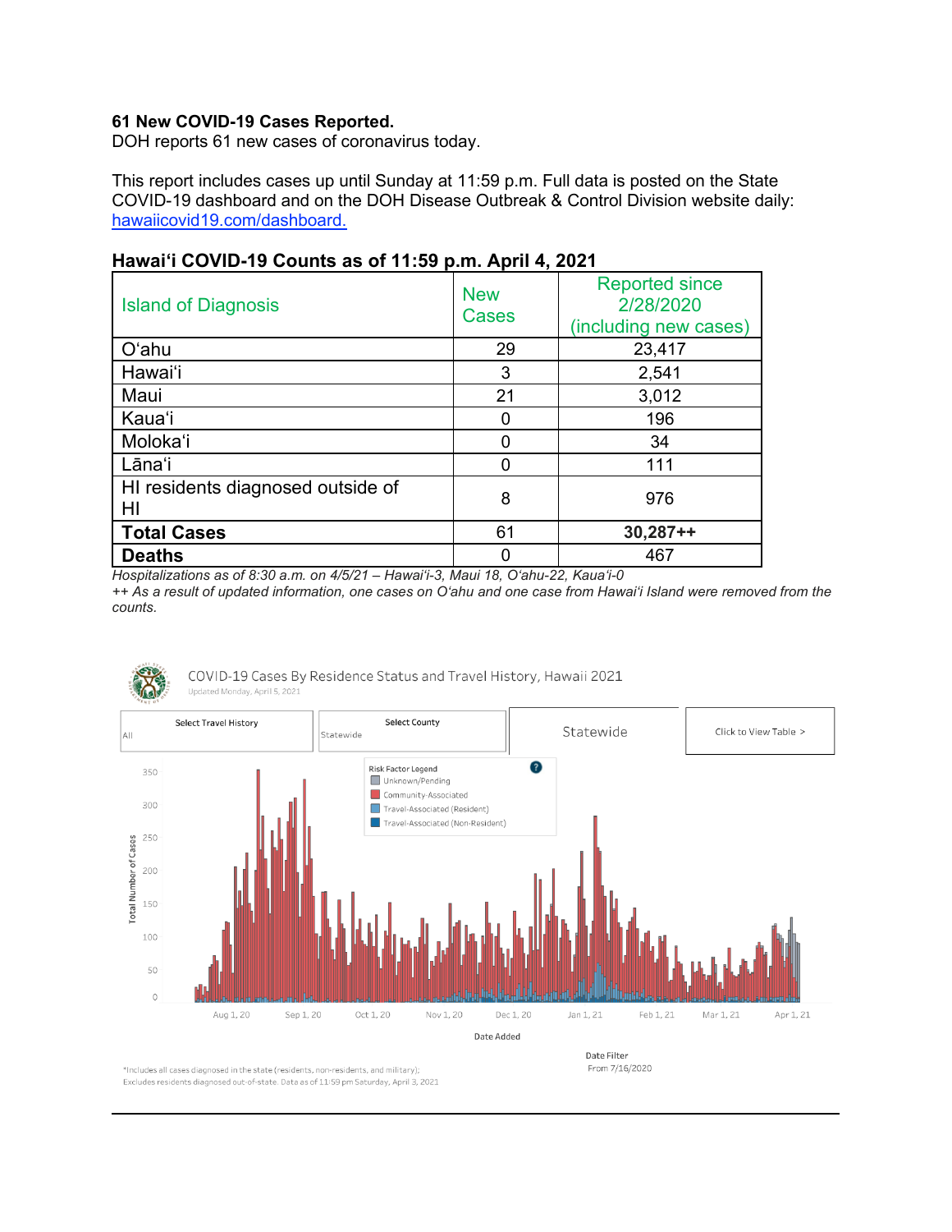**61 New COVID-19 Cases Reported.**
DOH reports 61 new cases of coronavirus today.

This report includes cases up until Sunday at 11:59 p.m. Full data is posted on the State COVID-19 dashboard and on the DOH Disease Outbreak & Control Division website daily: hawaiicovid19.com/dashboard.

**Hawaiʻi COVID-19 Counts as of 11:59 p.m. April 4, 2021**

| Island of Diagnosis | New Cases | Reported since 2/28/2020 (including new cases) |
|---|---|---|
| Oʻahu | 29 | 23,417 |
| Hawaiʻi | 3 | 2,541 |
| Maui | 21 | 3,012 |
| Kauaʻi | 0 | 196 |
| Molokaʻi | 0 | 34 |
| Lānaʻi | 0 | 111 |
| HI residents diagnosed outside of HI | 8 | 976 |
| **Total Cases** | 61 | **30,287++** |
| **Deaths** | 0 | 467 |

*Hospitalizations as of 8:30 a.m. on 4/5/21 – Hawaiʻi-3, Maui 18, Oʻahu-22, Kauaʻi-0*
*++ As a result of updated information, one cases on Oʻahu and one case from Hawaiʻi Island were removed from the counts.*

COVID-19 Cases By Residence Status and Travel History, Hawaii 2021
Updated Monday, April 5, 2021

Select Travel History: All | Select County: Statewide | Statewide | Click to View Table >

Risk Factor Legend: Unknown/Pending; Community-Associated; Travel-Associated (Resident); Travel-Associated (Non-Resident)

Date Filter: From 7/16/2020

*Includes all cases diagnosed in the state (residents, non-residents, and military); Excludes residents diagnosed out-of-state. Data as of 11:59 pm Saturday, April 3, 2021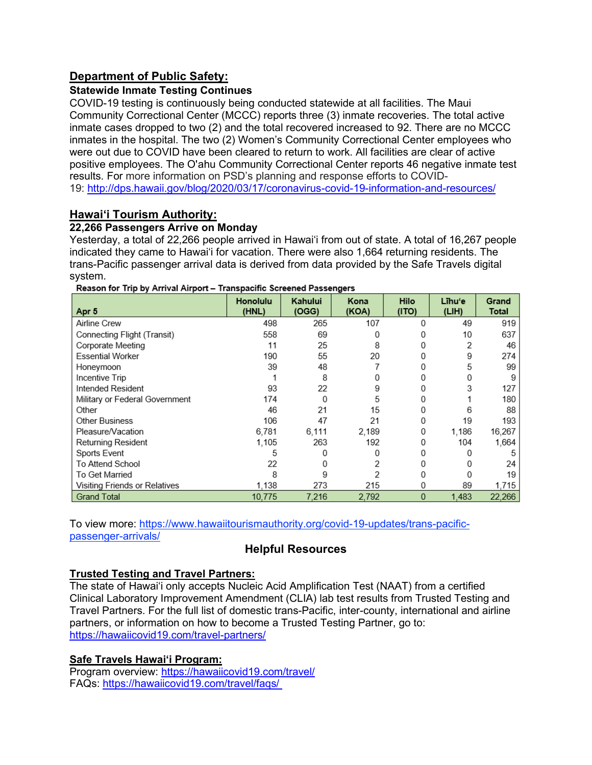## Department of Public Safety:

### Statewide Inmate Testing Continues

COVID-19 testing is continuously being conducted statewide at all facilities. The Maui Community Correctional Center (MCCC) reports three (3) inmate recoveries. The total active inmate cases dropped to two (2) and the total recovered increased to 92. There are no MCCC inmates in the hospital. The two (2) Women's Community Correctional Center employees who were out due to COVID have been cleared to return to work. All facilities are clear of active positive employees. The O'ahu Community Correctional Center reports 46 negative inmate test results. For more information on PSD's planning and response efforts to COVID-19: http://dps.hawaii.gov/blog/2020/03/17/coronavirus-covid-19-information-and-resources/

## Hawai'i Tourism Authority:

### 22,266 Passengers Arrive on Monday

Yesterday, a total of 22,266 people arrived in Hawai'i from out of state. A total of 16,267 people indicated they came to Hawai'i for vacation. There were also 1,664 returning residents. The trans-Pacific passenger arrival data is derived from data provided by the Safe Travels digital system.

**Reason for Trip by Arrival Airport – Transpacific Screened Passengers**

| Apr 5 | Honolulu (HNL) | Kahului (OGG) | Kona (KOA) | Hilo (ITO) | Līhu'e (LIH) | Grand Total |
|---|---|---|---|---|---|---|
| Airline Crew | 498 | 265 | 107 | 0 | 49 | 919 |
| Connecting Flight (Transit) | 558 | 69 | 0 | 0 | 10 | 637 |
| Corporate Meeting | 11 | 25 | 8 | 0 | 2 | 46 |
| Essential Worker | 190 | 55 | 20 | 0 | 9 | 274 |
| Honeymoon | 39 | 48 | 7 | 0 | 5 | 99 |
| Incentive Trip | 1 | 8 | 0 | 0 | 0 | 9 |
| Intended Resident | 93 | 22 | 9 | 0 | 3 | 127 |
| Military or Federal Government | 174 | 0 | 5 | 0 | 1 | 180 |
| Other | 46 | 21 | 15 | 0 | 6 | 88 |
| Other Business | 106 | 47 | 21 | 0 | 19 | 193 |
| Pleasure/Vacation | 6,781 | 6,111 | 2,189 | 0 | 1,186 | 16,267 |
| Returning Resident | 1,105 | 263 | 192 | 0 | 104 | 1,664 |
| Sports Event | 5 | 0 | 0 | 0 | 0 | 5 |
| To Attend School | 22 | 0 | 2 | 0 | 0 | 24 |
| To Get Married | 8 | 9 | 2 | 0 | 0 | 19 |
| Visiting Friends or Relatives | 1,138 | 273 | 215 | 0 | 89 | 1,715 |
| Grand Total | 10,775 | 7,216 | 2,792 | 0 | 1,483 | 22,266 |

To view more: https://www.hawaiitourismauthority.org/covid-19-updates/trans-pacific-passenger-arrivals/

## Helpful Resources

### Trusted Testing and Travel Partners:

The state of Hawai'i only accepts Nucleic Acid Amplification Test (NAAT) from a certified Clinical Laboratory Improvement Amendment (CLIA) lab test results from Trusted Testing and Travel Partners. For the full list of domestic trans-Pacific, inter-county, international and airline partners, or information on how to become a Trusted Testing Partner, go to: https://hawaiicovid19.com/travel-partners/

### Safe Travels Hawai'i Program:

Program overview: https://hawaiicovid19.com/travel/
FAQs: https://hawaiicovid19.com/travel/faqs/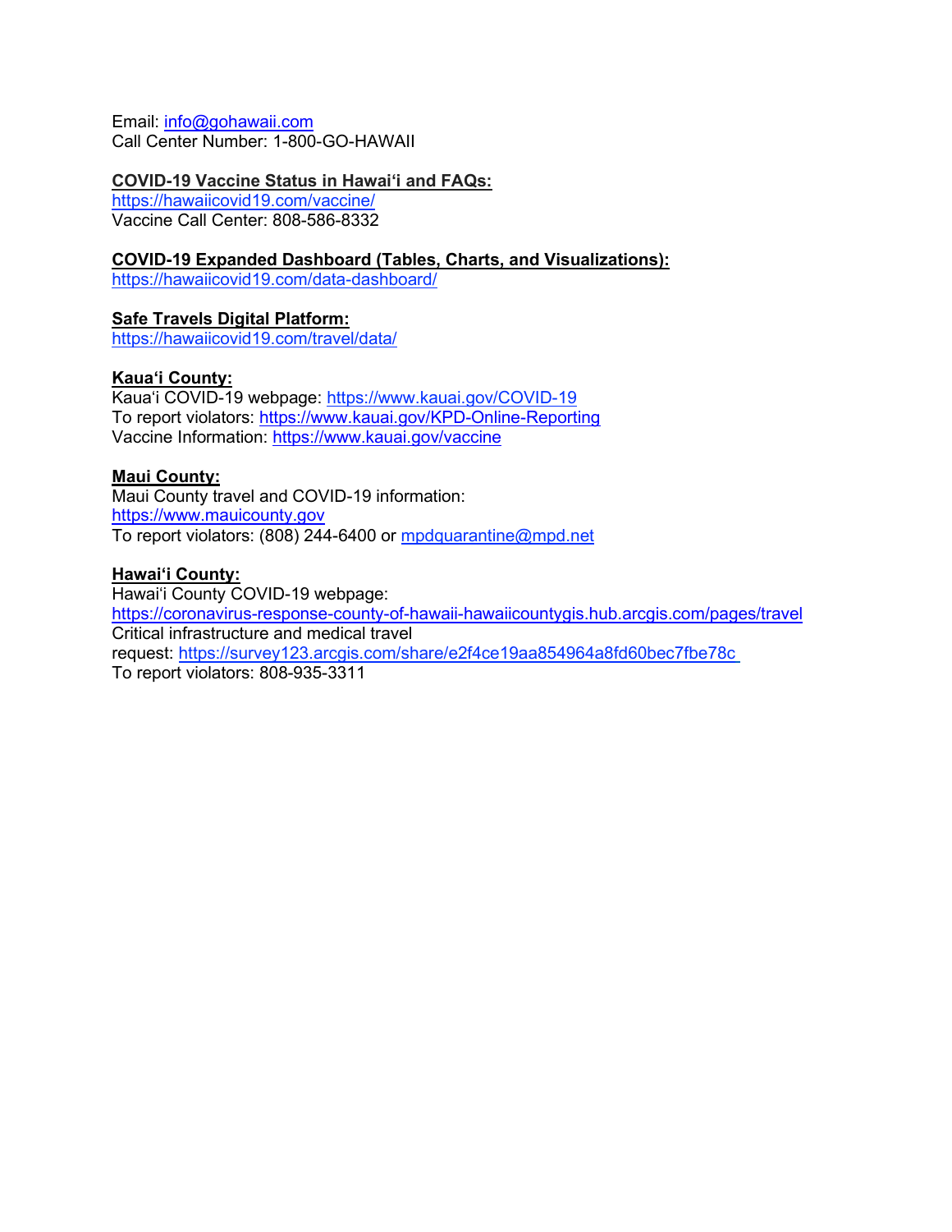Email: info@gohawaii.com
Call Center Number: 1-800-GO-HAWAII

**COVID-19 Vaccine Status in Hawaiʻi and FAQs:**
https://hawaiicovid19.com/vaccine/
Vaccine Call Center: 808-586-8332

**COVID-19 Expanded Dashboard (Tables, Charts, and Visualizations):**
https://hawaiicovid19.com/data-dashboard/

**Safe Travels Digital Platform:**
https://hawaiicovid19.com/travel/data/

**Kauaʻi County:**
Kauaʻi COVID-19 webpage: https://www.kauai.gov/COVID-19
To report violators: https://www.kauai.gov/KPD-Online-Reporting
Vaccine Information: https://www.kauai.gov/vaccine

**Maui County:**
Maui County travel and COVID-19 information:
https://www.mauicounty.gov
To report violators: (808) 244-6400 or mpdquarantine@mpd.net

**Hawaiʻi County:**
Hawaiʻi County COVID-19 webpage:
https://coronavirus-response-county-of-hawaii-hawaiicountygis.hub.arcgis.com/pages/travel
Critical infrastructure and medical travel
request: https://survey123.arcgis.com/share/e2f4ce19aa854964a8fd60bec7fbe78c
To report violators: 808-935-3311